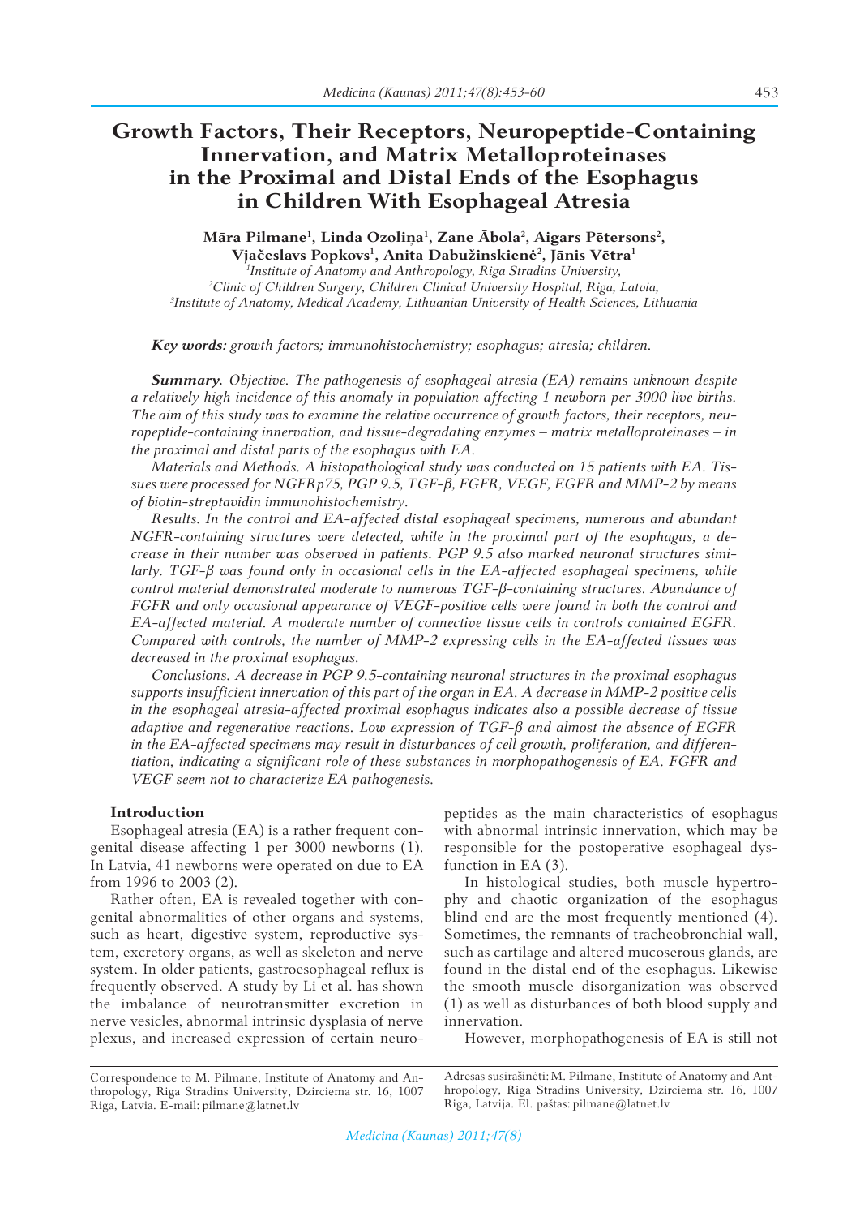# Growth Factors, Their Receptors, Neuropeptide-Containing Innervation, and Matrix Metalloproteinases in the Proximal and Distal Ends of the Esophagus in Children With Esophageal Atresia

**Māra Pilmane[1], Linda Ozoliņa[1], Zane Ābola[2], Aigars Pētersons[2], Vjačeslavs Popkovs[1], Anita Dabužinskienė[2], Jānis Vētra[1]**

[1]*Institute of Anatomy and Anthropology, Riga Stradins University,*
[2]*Clinic of Children Surgery, Children Clinical University Hospital, Riga, Latvia,*
[3]*Institute of Anatomy, Medical Academy, Lithuanian University of Health Sciences, Lithuania*

***Key words:*** *growth factors; immunohistochemistry; esophagus; atresia; children.*

***Summary.*** *Objective. The pathogenesis of esophageal atresia (EA) remains unknown despite a relatively high incidence of this anomaly in population affecting 1 newborn per 3000 live births. The aim of this study was to examine the relative occurrence of growth factors, their receptors, neuropeptide-containing innervation, and tissue-degradating enzymes – matrix metalloproteinases – in the proximal and distal parts of the esophagus with EA.*

*Materials and Methods. A histopathological study was conducted on 15 patients with EA. Tissues were processed for NGFRp75, PGP 9.5, TGF-β, FGFR, VEGF, EGFR and MMP-2 by means of biotin-streptavidin immunohistochemistry.*

*Results. In the control and EA-affected distal esophageal specimens, numerous and abundant NGFR-containing structures were detected, while in the proximal part of the esophagus, a decrease in their number was observed in patients. PGP 9.5 also marked neuronal structures similarly. TGF-β was found only in occasional cells in the EA-affected esophageal specimens, while control material demonstrated moderate to numerous TGF-β-containing structures. Abundance of FGFR and only occasional appearance of VEGF-positive cells were found in both the control and EA-affected material. A moderate number of connective tissue cells in controls contained EGFR. Compared with controls, the number of MMP-2 expressing cells in the EA-affected tissues was decreased in the proximal esophagus.*

*Conclusions. A decrease in PGP 9.5-containing neuronal structures in the proximal esophagus supports insufficient innervation of this part of the organ in EA. A decrease in MMP-2 positive cells in the esophageal atresia-affected proximal esophagus indicates also a possible decrease of tissue adaptive and regenerative reactions. Low expression of TGF-β and almost the absence of EGFR in the EA-affected specimens may result in disturbances of cell growth, proliferation, and differentiation, indicating a significant role of these substances in morphopathogenesis of EA. FGFR and VEGF seem not to characterize EA pathogenesis.*

## Introduction

Esophageal atresia (EA) is a rather frequent congenital disease affecting 1 per 3000 newborns (1). In Latvia, 41 newborns were operated on due to EA from 1996 to 2003 (2).

Rather often, EA is revealed together with congenital abnormalities of other organs and systems, such as heart, digestive system, reproductive system, excretory organs, as well as skeleton and nerve system. In older patients, gastroesophageal reflux is frequently observed. A study by Li et al. has shown the imbalance of neurotransmitter excretion in nerve vesicles, abnormal intrinsic dysplasia of nerve plexus, and increased expression of certain neuropeptides as the main characteristics of esophagus with abnormal intrinsic innervation, which may be responsible for the postoperative esophageal dysfunction in EA (3).

In histological studies, both muscle hypertrophy and chaotic organization of the esophagus blind end are the most frequently mentioned (4). Sometimes, the remnants of tracheobronchial wall, such as cartilage and altered mucoserous glands, are found in the distal end of the esophagus. Likewise the smooth muscle disorganization was observed (1) as well as disturbances of both blood supply and innervation.

However, morphopathogenesis of EA is still not

Correspondence to M. Pilmane, Institute of Anatomy and Anthropology, Riga Stradins University, Dzirciema str. 16, 1007 Riga, Latvia. E-mail: pilmane@latnet.lv

Adresas susirašinėti: M. Pilmane, Institute of Anatomy and Anthropology, Riga Stradins University, Dzirciema str. 16, 1007 Riga, Latvija. El. paštas: pilmane@latnet.lv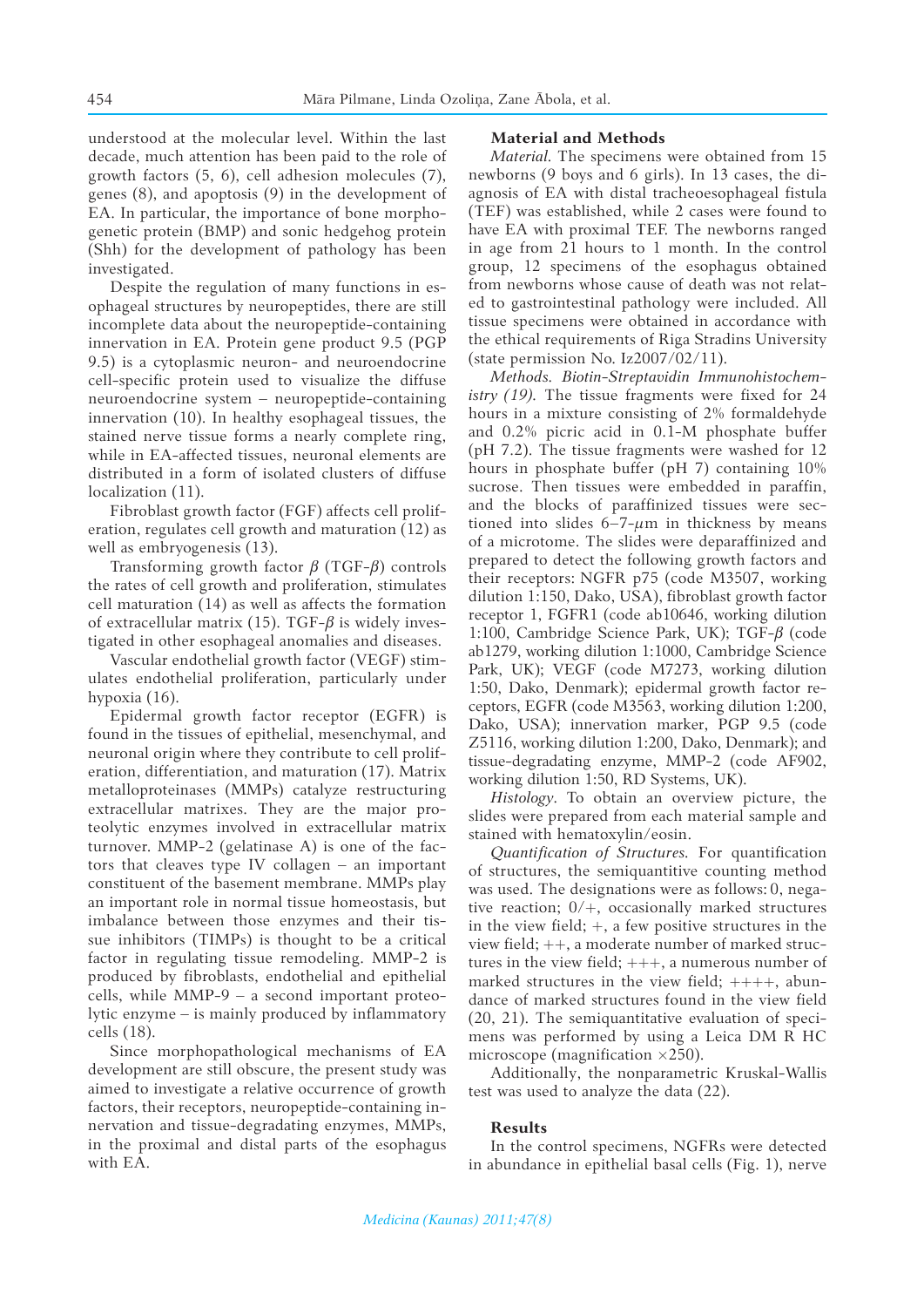understood at the molecular level. Within the last decade, much attention has been paid to the role of growth factors (5, 6), cell adhesion molecules (7), genes (8), and apoptosis (9) in the development of EA. In particular, the importance of bone morphogenetic protein (BMP) and sonic hedgehog protein (Shh) for the development of pathology has been investigated.

Despite the regulation of many functions in esophageal structures by neuropeptides, there are still incomplete data about the neuropeptide-containing innervation in EA. Protein gene product 9.5 (PGP 9.5) is a cytoplasmic neuron- and neuroendocrine cell-specific protein used to visualize the diffuse neuroendocrine system – neuropeptide-containing innervation (10). In healthy esophageal tissues, the stained nerve tissue forms a nearly complete ring, while in EA-affected tissues, neuronal elements are distributed in a form of isolated clusters of diffuse localization (11).

Fibroblast growth factor (FGF) affects cell proliferation, regulates cell growth and maturation (12) as well as embryogenesis (13).

Transforming growth factor $\beta$ (TGF-$\beta$) controls the rates of cell growth and proliferation, stimulates cell maturation (14) as well as affects the formation of extracellular matrix (15). TGF-$\beta$ is widely investigated in other esophageal anomalies and diseases.

Vascular endothelial growth factor (VEGF) stimulates endothelial proliferation, particularly under hypoxia (16).

Epidermal growth factor receptor (EGFR) is found in the tissues of epithelial, mesenchymal, and neuronal origin where they contribute to cell proliferation, differentiation, and maturation (17). Matrix metalloproteinases (MMPs) catalyze restructuring extracellular matrixes. They are the major proteolytic enzymes involved in extracellular matrix turnover. MMP-2 (gelatinase A) is one of the factors that cleaves type IV collagen – an important constituent of the basement membrane. MMPs play an important role in normal tissue homeostasis, but imbalance between those enzymes and their tissue inhibitors (TIMPs) is thought to be a critical factor in regulating tissue remodeling. MMP-2 is produced by fibroblasts, endothelial and epithelial cells, while MMP-9 – a second important proteolytic enzyme – is mainly produced by inflammatory cells (18).

Since morphopathological mechanisms of EA development are still obscure, the present study was aimed to investigate a relative occurrence of growth factors, their receptors, neuropeptide-containing innervation and tissue-degradating enzymes, MMPs, in the proximal and distal parts of the esophagus with EA.

## Material and Methods

*Material.* The specimens were obtained from 15 newborns (9 boys and 6 girls). In 13 cases, the diagnosis of EA with distal tracheoesophageal fistula (TEF) was established, while 2 cases were found to have EA with proximal TEF. The newborns ranged in age from 21 hours to 1 month. In the control group, 12 specimens of the esophagus obtained from newborns whose cause of death was not related to gastrointestinal pathology were included. All tissue specimens were obtained in accordance with the ethical requirements of Riga Stradins University (state permission No. Iz2007/02/11).

*Methods. Biotin-Streptavidin Immunohistochemistry (19).* The tissue fragments were fixed for 24 hours in a mixture consisting of 2% formaldehyde and 0.2% picric acid in 0.1-M phosphate buffer (pH 7.2). The tissue fragments were washed for 12 hours in phosphate buffer (pH 7) containing 10% sucrose. Then tissues were embedded in paraffin, and the blocks of paraffinized tissues were sectioned into slides 6–7-$\mu$m in thickness by means of a microtome. The slides were deparaffinized and prepared to detect the following growth factors and their receptors: NGFR p75 (code M3507, working dilution 1:150, Dako, USA), fibroblast growth factor receptor 1, FGFR1 (code ab10646, working dilution 1:100, Cambridge Science Park, UK); TGF-$\beta$ (code ab1279, working dilution 1:1000, Cambridge Science Park, UK); VEGF (code M7273, working dilution 1:50, Dako, Denmark); epidermal growth factor receptors, EGFR (code M3563, working dilution 1:200, Dako, USA); innervation marker, PGP 9.5 (code Z5116, working dilution 1:200, Dako, Denmark); and tissue-degradating enzyme, MMP-2 (code AF902, working dilution 1:50, RD Systems, UK).

*Histology*. To obtain an overview picture, the slides were prepared from each material sample and stained with hematoxylin/eosin.

*Quantification of Structures.* For quantification of structures, the semiquantitive counting method was used. The designations were as follows: 0, negative reaction; 0/+, occasionally marked structures in the view field; +, a few positive structures in the view field; ++, a moderate number of marked structures in the view field; +++, a numerous number of marked structures in the view field; ++++, abundance of marked structures found in the view field (20, 21). The semiquantitative evaluation of specimens was performed by using a Leica DM R HC microscope (magnification ×250).

Additionally, the nonparametric Kruskal-Wallis test was used to analyze the data (22).

## Results

In the control specimens, NGFRs were detected in abundance in epithelial basal cells (Fig. 1), nerve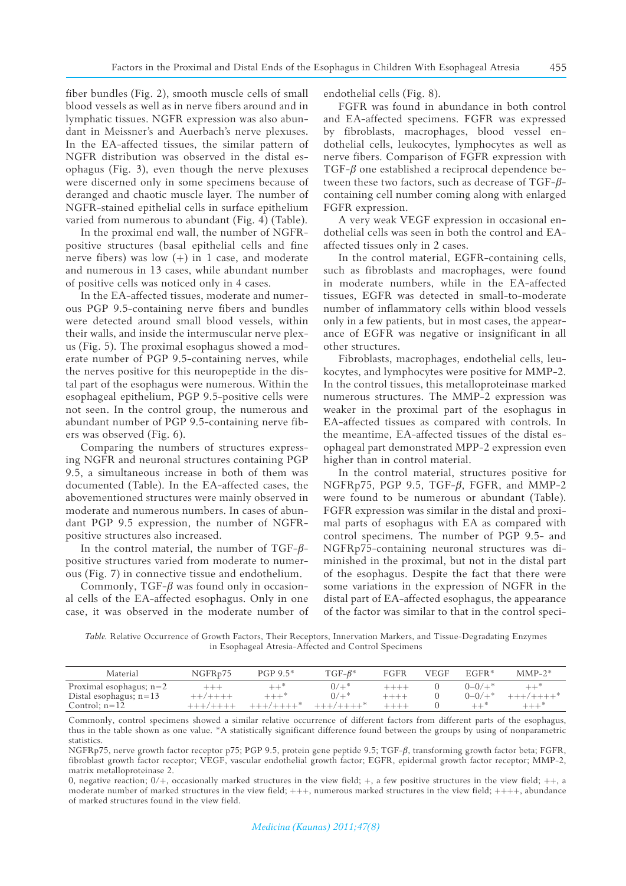fiber bundles (Fig. 2), smooth muscle cells of small blood vessels as well as in nerve fibers around and in lymphatic tissues. NGFR expression was also abundant in Meissner's and Auerbach's nerve plexuses. In the EA-affected tissues, the similar pattern of NGFR distribution was observed in the distal esophagus (Fig. 3), even though the nerve plexuses were discerned only in some specimens because of deranged and chaotic muscle layer. The number of NGFR-stained epithelial cells in surface epithelium varied from numerous to abundant (Fig. 4) (Table).

In the proximal end wall, the number of NGFR-positive structures (basal epithelial cells and fine nerve fibers) was low (+) in 1 case, and moderate and numerous in 13 cases, while abundant number of positive cells was noticed only in 4 cases.

In the EA-affected tissues, moderate and numerous PGP 9.5-containing nerve fibers and bundles were detected around small blood vessels, within their walls, and inside the intermuscular nerve plexus (Fig. 5). The proximal esophagus showed a moderate number of PGP 9.5-containing nerves, while the nerves positive for this neuropeptide in the distal part of the esophagus were numerous. Within the esophageal epithelium, PGP 9.5-positive cells were not seen. In the control group, the numerous and abundant number of PGP 9.5-containing nerve fibers was observed (Fig. 6).

Comparing the numbers of structures expressing NGFR and neuronal structures containing PGP 9.5, a simultaneous increase in both of them was documented (Table). In the EA-affected cases, the abovementioned structures were mainly observed in moderate and numerous numbers. In cases of abundant PGP 9.5 expression, the number of NGFR-positive structures also increased.

In the control material, the number of TGF-$\beta$-positive structures varied from moderate to numerous (Fig. 7) in connective tissue and endothelium.

Commonly, TGF-$\beta$ was found only in occasional cells of the EA-affected esophagus. Only in one case, it was observed in the moderate number of endothelial cells (Fig. 8).

FGFR was found in abundance in both control and EA-affected specimens. FGFR was expressed by fibroblasts, macrophages, blood vessel endothelial cells, leukocytes, lymphocytes as well as nerve fibers. Comparison of FGFR expression with TGF-$\beta$ one established a reciprocal dependence between these two factors, such as decrease of TGF-$\beta$-containing cell number coming along with enlarged FGFR expression.

A very weak VEGF expression in occasional endothelial cells was seen in both the control and EA-affected tissues only in 2 cases.

In the control material, EGFR-containing cells, such as fibroblasts and macrophages, were found in moderate numbers, while in the EA-affected tissues, EGFR was detected in small-to-moderate number of inflammatory cells within blood vessels only in a few patients, but in most cases, the appearance of EGFR was negative or insignificant in all other structures.

Fibroblasts, macrophages, endothelial cells, leukocytes, and lymphocytes were positive for MMP-2. In the control tissues, this metalloproteinase marked numerous structures. The MMP-2 expression was weaker in the proximal part of the esophagus in EA-affected tissues as compared with controls. In the meantime, EA-affected tissues of the distal esophageal part demonstrated MPP-2 expression even higher than in control material.

In the control material, structures positive for NGFRp75, PGP 9.5, TGF-$\beta$, FGFR, and MMP-2 were found to be numerous or abundant (Table). FGFR expression was similar in the distal and proximal parts of esophagus with EA as compared with control specimens. The number of PGP 9.5- and NGFRp75-containing neuronal structures was diminished in the proximal, but not in the distal part of the esophagus. Despite the fact that there were some variations in the expression of NGFR in the distal part of EA-affected esophagus, the appearance of the factor was similar to that in the control speci-

*Table.* Relative Occurrence of Growth Factors, Their Receptors, Innervation Markers, and Tissue-Degrading Enzymes in Esophageal Atresia-Affected and Control Specimens

| Material | NGFRp75 | PGP 9.5* | TGF-$\beta$* | FGFR | VEGF | EGFR* | MMP-2* |
|---|---|---|---|---|---|---|---|
| Proximal esophagus; n=2 | +++ | ++* | 0/+* | ++++ | 0 | 0–0/+* | ++* |
| Distal esophagus; n=13 | ++/++++ | +++* | 0/+* | ++++ | 0 | 0–0/+* | +++/++++* |
| Control; n=12 | +++/++++ | +++/++++* | +++/++++* | ++++ | 0 | ++* | +++* |

Commonly, control specimens showed a similar relative occurrence of different factors from different parts of the esophagus, thus in the table shown as one value. *A statistically significant difference found between the groups by using of nonparametric statistics.

NGFRp75, nerve growth factor receptor p75; PGP 9.5, protein gene peptide 9.5; TGF-$\beta$, transforming growth factor beta; FGFR, fibroblast growth factor receptor; VEGF, vascular endothelial growth factor; EGFR, epidermal growth factor receptor; MMP-2, matrix metalloproteinase 2.

0, negative reaction; 0/+, occasionally marked structures in the view field; +, a few positive structures in the view field; ++, a moderate number of marked structures in the view field; +++, numerous marked structures in the view field; ++++, abundance of marked structures found in the view field.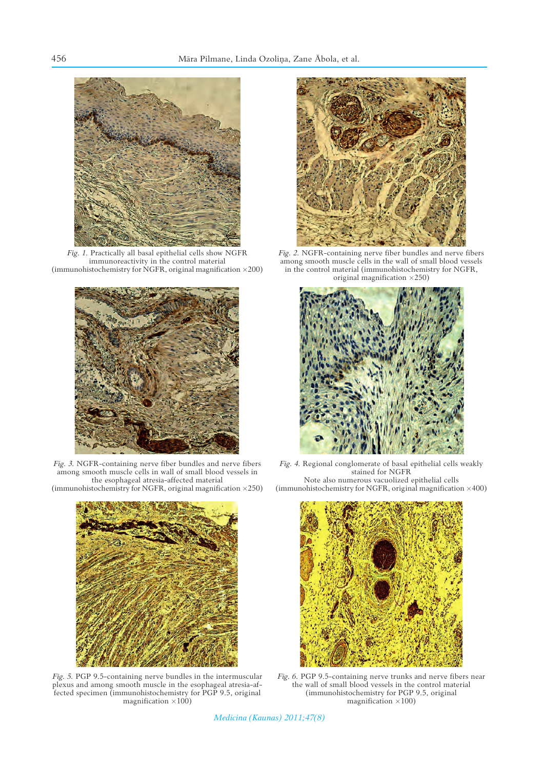*Fig. 1.* Practically all basal epithelial cells show NGFR immunoreactivity in the control material (immunohistochemistry for NGFR, original magnification ×200)

*Fig. 2.* NGFR-containing nerve fiber bundles and nerve fibers among smooth muscle cells in the wall of small blood vessels in the control material (immunohistochemistry for NGFR, original magnification ×250)

*Fig. 3.* NGFR-containing nerve fiber bundles and nerve fibers among smooth muscle cells in wall of small blood vessels in the esophageal atresia-affected material (immunohistochemistry for NGFR, original magnification ×250)

*Fig. 4.* Regional conglomerate of basal epithelial cells weakly stained for NGFR
Note also numerous vacuolized epithelial cells (immunohistochemistry for NGFR, original magnification ×400)

*Fig. 5.* PGP 9.5-containing nerve bundles in the intermuscular plexus and among smooth muscle in the esophageal atresia-affected specimen (immunohistochemistry for PGP 9.5, original magnification ×100)

*Fig. 6.* PGP 9.5-containing nerve trunks and nerve fibers near the wall of small blood vessels in the control material (immunohistochemistry for PGP 9.5, original magnification ×100)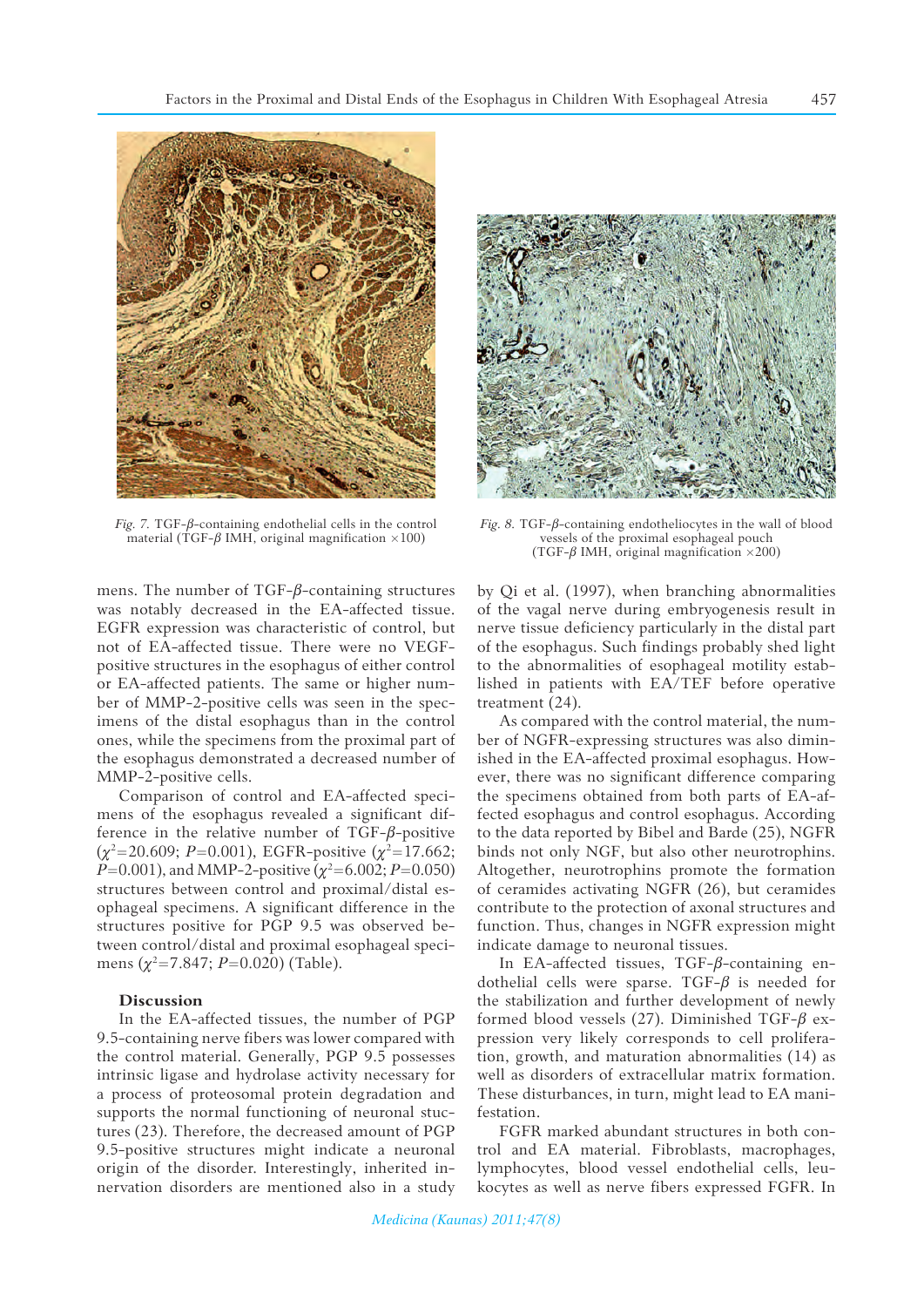*Fig. 7.* TGF-$\beta$-containing endothelial cells in the control material (TGF-$\beta$ IMH, original magnification ×100)

*Fig. 8.* TGF-$\beta$-containing endotheliocytes in the wall of blood vessels of the proximal esophageal pouch (TGF-$\beta$ IMH, original magnification ×200)

mens. The number of TGF-$\beta$-containing structures was notably decreased in the EA-affected tissue. EGFR expression was characteristic of control, but not of EA-affected tissue. There were no VEGF-positive structures in the esophagus of either control or EA-affected patients. The same or higher number of MMP-2-positive cells was seen in the specimens of the distal esophagus than in the control ones, while the specimens from the proximal part of the esophagus demonstrated a decreased number of MMP-2-positive cells.

Comparison of control and EA-affected specimens of the esophagus revealed a significant difference in the relative number of TGF-$\beta$-positive ($\chi^2$=20.609; $P$=0.001), EGFR-positive ($\chi^2$=17.662; $P$=0.001), and MMP-2-positive ($\chi^2$=6.002; $P$=0.050) structures between control and proximal/distal esophageal specimens. A significant difference in the structures positive for PGP 9.5 was observed between control/distal and proximal esophageal specimens ($\chi^2$=7.847; $P$=0.020) (Table).

### Discussion

In the EA-affected tissues, the number of PGP 9.5-containing nerve fibers was lower compared with the control material. Generally, PGP 9.5 possesses intrinsic ligase and hydrolase activity necessary for a process of proteosomal protein degradation and supports the normal functioning of neuronal structures (23). Therefore, the decreased amount of PGP 9.5-positive structures might indicate a neuronal origin of the disorder. Interestingly, inherited innervation disorders are mentioned also in a study by Qi et al. (1997), when branching abnormalities of the vagal nerve during embryogenesis result in nerve tissue deficiency particularly in the distal part of the esophagus. Such findings probably shed light to the abnormalities of esophageal motility established in patients with EA/TEF before operative treatment (24).

As compared with the control material, the number of NGFR-expressing structures was also diminished in the EA-affected proximal esophagus. However, there was no significant difference comparing the specimens obtained from both parts of EA-affected esophagus and control esophagus. According to the data reported by Bibel and Barde (25), NGFR binds not only NGF, but also other neurotrophins. Altogether, neurotrophins promote the formation of ceramides activating NGFR (26), but ceramides contribute to the protection of axonal structures and function. Thus, changes in NGFR expression might indicate damage to neuronal tissues.

In EA-affected tissues, TGF-$\beta$-containing endothelial cells were sparse. TGF-$\beta$ is needed for the stabilization and further development of newly formed blood vessels (27). Diminished TGF-$\beta$ expression very likely corresponds to cell proliferation, growth, and maturation abnormalities (14) as well as disorders of extracellular matrix formation. These disturbances, in turn, might lead to EA manifestation.

FGFR marked abundant structures in both control and EA material. Fibroblasts, macrophages, lymphocytes, blood vessel endothelial cells, leukocytes as well as nerve fibers expressed FGFR. In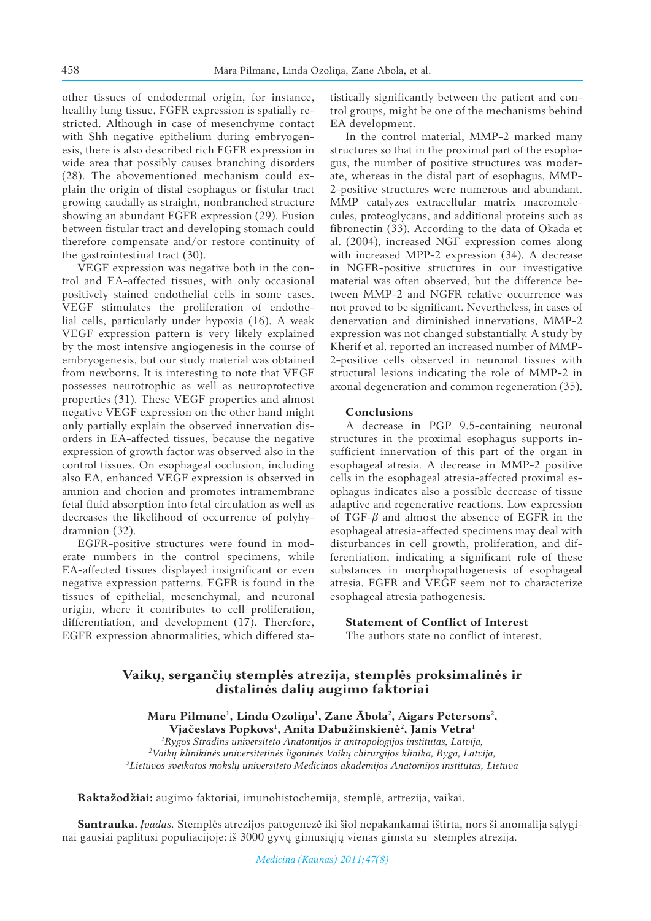other tissues of endodermal origin, for instance, healthy lung tissue, FGFR expression is spatially restricted. Although in case of mesenchyme contact with Shh negative epithelium during embryogenesis, there is also described rich FGFR expression in wide area that possibly causes branching disorders (28). The abovementioned mechanism could explain the origin of distal esophagus or fistular tract growing caudally as straight, nonbranched structure showing an abundant FGFR expression (29). Fusion between fistular tract and developing stomach could therefore compensate and/or restore continuity of the gastrointestinal tract (30).

VEGF expression was negative both in the control and EA-affected tissues, with only occasional positively stained endothelial cells in some cases. VEGF stimulates the proliferation of endothelial cells, particularly under hypoxia (16). A weak VEGF expression pattern is very likely explained by the most intensive angiogenesis in the course of embryogenesis, but our study material was obtained from newborns. It is interesting to note that VEGF possesses neurotrophic as well as neuroprotective properties (31). These VEGF properties and almost negative VEGF expression on the other hand might only partially explain the observed innervation disorders in EA-affected tissues, because the negative expression of growth factor was observed also in the control tissues. On esophageal occlusion, including also EA, enhanced VEGF expression is observed in amnion and chorion and promotes intramembrane fetal fluid absorption into fetal circulation as well as decreases the likelihood of occurrence of polyhydramnion (32).

EGFR-positive structures were found in moderate numbers in the control specimens, while EA-affected tissues displayed insignificant or even negative expression patterns. EGFR is found in the tissues of epithelial, mesenchymal, and neuronal origin, where it contributes to cell proliferation, differentiation, and development (17). Therefore, EGFR expression abnormalities, which differed statistically significantly between the patient and control groups, might be one of the mechanisms behind EA development.

In the control material, MMP-2 marked many structures so that in the proximal part of the esophagus, the number of positive structures was moderate, whereas in the distal part of esophagus, MMP-2-positive structures were numerous and abundant. MMP catalyzes extracellular matrix macromolecules, proteoglycans, and additional proteins such as fibronectin (33). According to the data of Okada et al. (2004), increased NGF expression comes along with increased MPP-2 expression (34). A decrease in NGFR-positive structures in our investigative material was often observed, but the difference between MMP-2 and NGFR relative occurrence was not proved to be significant. Nevertheless, in cases of denervation and diminished innervations, MMP-2 expression was not changed substantially. A study by Kherif et al. reported an increased number of MMP-2-positive cells observed in neuronal tissues with structural lesions indicating the role of MMP-2 in axonal degeneration and common regeneration (35).

## Conclusions

A decrease in PGP 9.5-containing neuronal structures in the proximal esophagus supports insufficient innervation of this part of the organ in esophageal atresia. A decrease in MMP-2 positive cells in the esophageal atresia-affected proximal esophagus indicates also a possible decrease of tissue adaptive and regenerative reactions. Low expression of TGF-$\beta$ and almost the absence of EGFR in the esophageal atresia-affected specimens may deal with disturbances in cell growth, proliferation, and differentiation, indicating a significant role of these substances in morphopathogenesis of esophageal atresia. FGFR and VEGF seem not to characterize esophageal atresia pathogenesis.

## Statement of Conflict of Interest

The authors state no conflict of interest.

# Vaikų, sergančių stemplės atrezija, stemplės proksimalinės ir distalinės dalių augimo faktoriai

**Māra Pilmane[1], Linda Ozoliņa[1], Zane Ābola[2], Aigars Pētersons[2], Vjačeslavs Popkovs[1], Anita Dabužinskienė[2], Jānis Vētra[1]**

[1]*Rygos Stradins universiteto Anatomijos ir antropologijos institutas, Latvija,*
[2]*Vaikų klinikinės universitetinės ligoninės Vaikų chirurgijos klinika, Ryga, Latvija,*
[3]*Lietuvos sveikatos mokslų universiteto Medicinos akademijos Anatomijos institutas, Lietuva*

**Raktažodžiai:** augimo faktoriai, imunohistochemija, stemplė, artrezija, vaikai.

**Santrauka.** *Įvadas.* Stemplės atrezijos patogenezė iki šiol nepakankamai ištirta, nors ši anomalija sąlyginai gausiai paplitusi populiacijoje: iš 3000 gyvų gimusiųjų vienas gimsta su stemplės atrezija.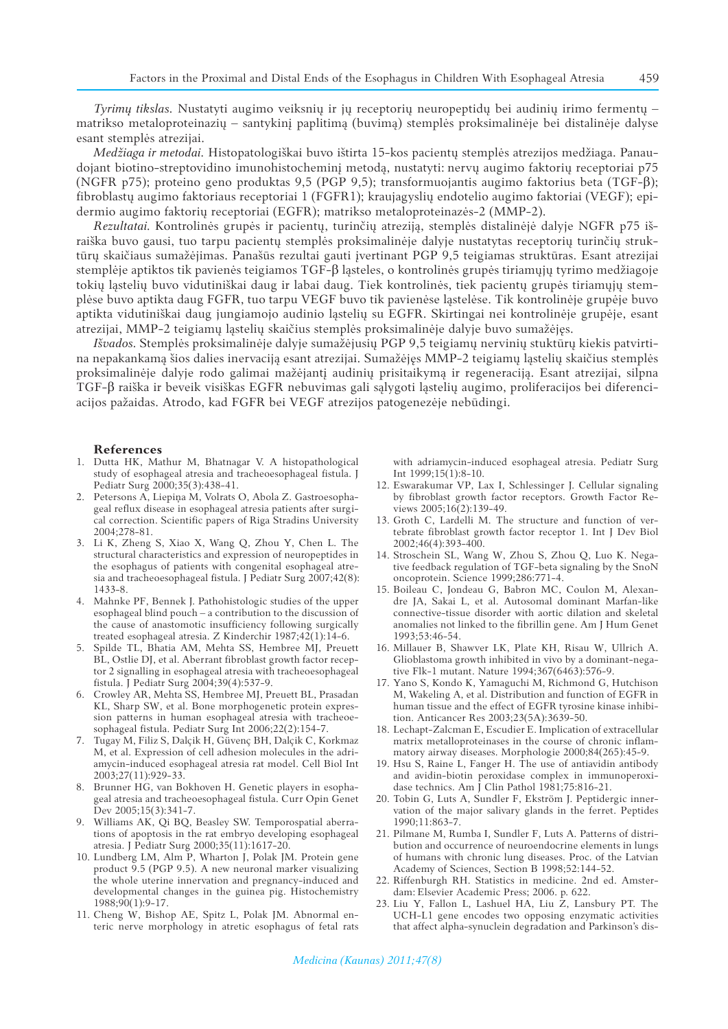*Tyrimų tikslas.* Nustatyti augimo veiksnių ir jų receptorių neuropeptidų bei audinių irimo fermentų – matrikso metaloproteinazių – santykinį paplitimą (buvimą) stemplės proksimalinėje bei distalinėje dalyse esant stemplės atrezijai.

*Medžiaga ir metodai.* Histopatologiškai buvo ištirta 15-kos pacientų stemplės atrezijos medžiaga. Panaudojant biotino-streptovidino imunohistocheminį metodą, nustatyti: nervų augimo faktorių receptoriai p75 (NGFR p75); proteino geno produktas 9,5 (PGP 9,5); transformuojantis augimo faktorius beta (TGF-β); fibroblastų augimo faktoriaus receptoriai 1 (FGFR1); kraujagyslių endotelio augimo faktoriai (VEGF); epidermio augimo faktorių receptoriai (EGFR); matrikso metaloproteinazės-2 (MMP-2).

*Rezultatai.* Kontrolinės grupės ir pacientų, turinčių atreziją, stemplės distalinėje dalyje NGFR p75 išraiška buvo gausi, tuo tarpu pacientų stemplės proksimalinėje dalyje nustatytas receptorių turinčių struktūrų skaičiaus sumažėjimas. Panašūs rezultai gauti įvertinant PGP 9,5 teigiamas struktūras. Esant atrezijai stemplėje aptiktos tik pavienės teigiamos TGF-β ląsteles, o kontrolinės grupės tiriamųjų tyrimo medžiagoje tokių ląstelių buvo vidutiniškai daug ir labai daug. Tiek kontrolinės, tiek pacientų grupės tiriamųjų stemplėse buvo aptikta daug FGFR, tuo tarpu VEGF buvo tik pavienėse ląstelėse. Tik kontrolinėje grupėje buvo aptikta vidutiniškai daug jungiamojo audinio ląstelių su EGFR. Skirtingai nei kontrolinėje grupėje, esant atrezijai, MMP-2 teigiamų ląstelių skaičius stemplės proksimalinėje dalyje buvo sumažėjęs.

*Išvados.* Stemplės proksimalinėje dalyje sumažėjusių PGP 9,5 teigiamų nervinių stuktūrų kiekis patvirtina nepakankamą šios dalies inervaciją esant atrezijai. Sumažėjęs MMP-2 teigiamų ląstelių skaičius stemplės proksimalinėje dalyje rodo galimai mažėjantį audinių prisitaikymą ir regeneraciją. Esant atrezijai, silpna TGF-β raiška ir beveik visiškas EGFR nebuvimas gali sąlygoti ląstelių augimo, proliferacijos bei diferenciacijos pažaidas. Atrodo, kad FGFR bei VEGF atrezijos patogenezėje nebūdingi.

## References

1. Dutta HK, Mathur M, Bhatnagar V. A histopathological study of esophageal atresia and tracheoesophageal fistula. J Pediatr Surg 2000;35(3):438-41.
2. Petersons A, Liepiņa M, Volrats O, Abola Z. Gastroesophageal reflux disease in esophageal atresia patients after surgical correction. Scientific papers of Riga Stradins University 2004;278-81.
3. Li K, Zheng S, Xiao X, Wang Q, Zhou Y, Chen L. The structural characteristics and expression of neuropeptides in the esophagus of patients with congenital esophageal atresia and tracheoesophageal fistula. J Pediatr Surg 2007;42(8):1433-8.
4. Mahnke PF, Bennek J. Pathohistologic studies of the upper esophageal blind pouch – a contribution to the discussion of the cause of anastomotic insufficiency following surgically treated esophageal atresia. Z Kinderchir 1987;42(1):14-6.
5. Spilde TL, Bhatia AM, Mehta SS, Hembree MJ, Preuett BL, Ostlie DJ, et al. Aberrant fibroblast growth factor receptor 2 signalling in esophageal atresia with tracheoesophageal fistula. J Pediatr Surg 2004;39(4):537-9.
6. Crowley AR, Mehta SS, Hembree MJ, Preuett BL, Prasadan KL, Sharp SW, et al. Bone morphogenetic protein expression patterns in human esophageal atresia with tracheoesophageal fistula. Pediatr Surg Int 2006;22(2):154-7.
7. Tugay M, Filiz S, Dalçik H, Güvenç BH, Dalçik C, Korkmaz M, et al. Expression of cell adhesion molecules in the adriamycin-induced esophageal atresia rat model. Cell Biol Int 2003;27(11):929-33.
8. Brunner HG, van Bokhoven H. Genetic players in esophageal atresia and tracheoesophageal fistula. Curr Opin Genet Dev 2005;15(3):341-7.
9. Williams AK, Qi BQ, Beasley SW. Temporospatial aberrations of apoptosis in the rat embryo developing esophageal atresia. J Pediatr Surg 2000;35(11):1617-20.
10. Lundberg LM, Alm P, Wharton J, Polak JM. Protein gene product 9.5 (PGP 9.5). A new neuronal marker visualizing the whole uterine innervation and pregnancy-induced and developmental changes in the guinea pig. Histochemistry 1988;90(1):9-17.
11. Cheng W, Bishop AE, Spitz L, Polak JM. Abnormal enteric nerve morphology in atretic esophagus of fetal rats with adriamycin-induced esophageal atresia. Pediatr Surg Int 1999;15(1):8-10.
12. Eswarakumar VP, Lax I, Schlessinger J. Cellular signaling by fibroblast growth factor receptors. Growth Factor Reviews 2005;16(2):139-49.
13. Groth C, Lardelli M. The structure and function of vertebrate fibroblast growth factor receptor 1. Int J Dev Biol 2002;46(4):393-400.
14. Stroschein SL, Wang W, Zhou S, Zhou Q, Luo K. Negative feedback regulation of TGF-beta signaling by the SnoN oncoprotein. Science 1999;286:771-4.
15. Boileau C, Jondeau G, Babron MC, Coulon M, Alexandre JA, Sakai L, et al. Autosomal dominant Marfan-like connective-tissue disorder with aortic dilation and skeletal anomalies not linked to the fibrillin gene. Am J Hum Genet 1993;53:46-54.
16. Millauer B, Shawver LK, Plate KH, Risau W, Ullrich A. Glioblastoma growth inhibited in vivo by a dominant-negative Flk-1 mutant. Nature 1994;367(6463):576-9.
17. Yano S, Kondo K, Yamaguchi M, Richmond G, Hutchison M, Wakeling A, et al. Distribution and function of EGFR in human tissue and the effect of EGFR tyrosine kinase inhibition. Anticancer Res 2003;23(5A):3639-50.
18. Lechapt-Zalcman E, Escudier E. Implication of extracellular matrix metalloproteinases in the course of chronic inflammatory airway diseases. Morphologie 2000;84(265):45-9.
19. Hsu S, Raine L, Fanger H. The use of antiavidin antibody and avidin-biotin peroxidase complex in immunoperoxidase technics. Am J Clin Pathol 1981;75:816-21.
20. Tobin G, Luts A, Sundler F, Ekström J. Peptidergic innervation of the major salivary glands in the ferret. Peptides 1990;11:863-7.
21. Pilmane M, Rumba I, Sundler F, Luts A. Patterns of distribution and occurrence of neuroendocrine elements in lungs of humans with chronic lung diseases. Proc. of the Latvian Academy of Sciences, Section B 1998;52:144-52.
22. Riffenburgh RH. Statistics in medicine. 2nd ed. Amsterdam: Elsevier Academic Press; 2006. p. 622.
23. Liu Y, Fallon L, Lashuel HA, Liu Z, Lansbury PT. The UCH-L1 gene encodes two opposing enzymatic activities that affect alpha-synuclein degradation and Parkinson's dis-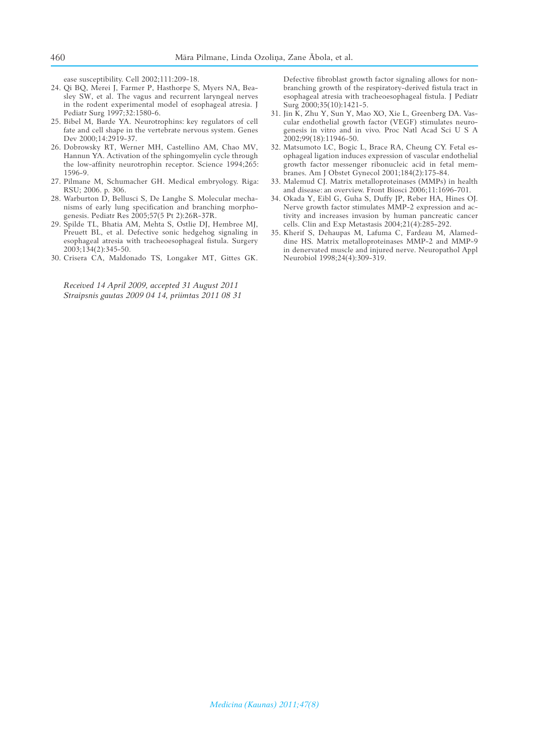ease susceptibility. Cell 2002;111:209-18.

24. Qi BQ, Merei J, Farmer P, Hasthorpe S, Myers NA, Beasley SW, et al. The vagus and recurrent laryngeal nerves in the rodent experimental model of esophageal atresia. J Pediatr Surg 1997;32:1580-6.
25. Bibel M, Barde YA. Neurotrophins: key regulators of cell fate and cell shape in the vertebrate nervous system. Genes Dev 2000;14:2919-37.
26. Dobrowsky RT, Werner MH, Castellino AM, Chao MV, Hannun YA. Activation of the sphingomyelin cycle through the low-affinity neurotrophin receptor. Science 1994;265: 1596-9.
27. Pilmane M, Schumacher GH. Medical embryology. Riga: RSU; 2006. p. 306.
28. Warburton D, Bellusci S, De Langhe S. Molecular mechanisms of early lung specification and branching morphogenesis. Pediatr Res 2005;57(5 Pt 2):26R-37R.
29. Spilde TL, Bhatia AM, Mehta S, Ostlie DJ, Hembree MJ, Preuett BL, et al. Defective sonic hedgehog signaling in esophageal atresia with tracheoesophageal fistula. Surgery 2003;134(2):345-50.
30. Crisera CA, Maldonado TS, Longaker MT, Gittes GK. Defective fibroblast growth factor signaling allows for nonbranching growth of the respiratory-derived fistula tract in esophageal atresia with tracheoesophageal fistula. J Pediatr Surg 2000;35(10):1421-5.
31. Jin K, Zhu Y, Sun Y, Mao XO, Xie L, Greenberg DA. Vascular endothelial growth factor (VEGF) stimulates neurogenesis in vitro and in vivo. Proc Natl Acad Sci U S A 2002;99(18):11946-50.
32. Matsumoto LC, Bogic L, Brace RA, Cheung CY. Fetal esophageal ligation induces expression of vascular endothelial growth factor messenger ribonucleic acid in fetal membranes. Am J Obstet Gynecol 2001;184(2):175-84.
33. Malemud CJ. Matrix metalloproteinases (MMPs) in health and disease: an overview. Front Biosci 2006;11:1696-701.
34. Okada Y, Eibl G, Guha S, Duffy JP, Reber HA, Hines OJ. Nerve growth factor stimulates MMP-2 expression and activity and increases invasion by human pancreatic cancer cells. Clin and Exp Metastasis 2004;21(4):285-292.
35. Kherif S, Dehaupas M, Lafuma C, Fardeau M, Alameddine HS. Matrix metalloproteinases MMP-2 and MMP-9 in denervated muscle and injured nerve. Neuropathol Appl Neurobiol 1998;24(4):309-319.

*Received 14 April 2009, accepted 31 August 2011*
*Straipsnis gautas 2009 04 14, priimtas 2011 08 31*